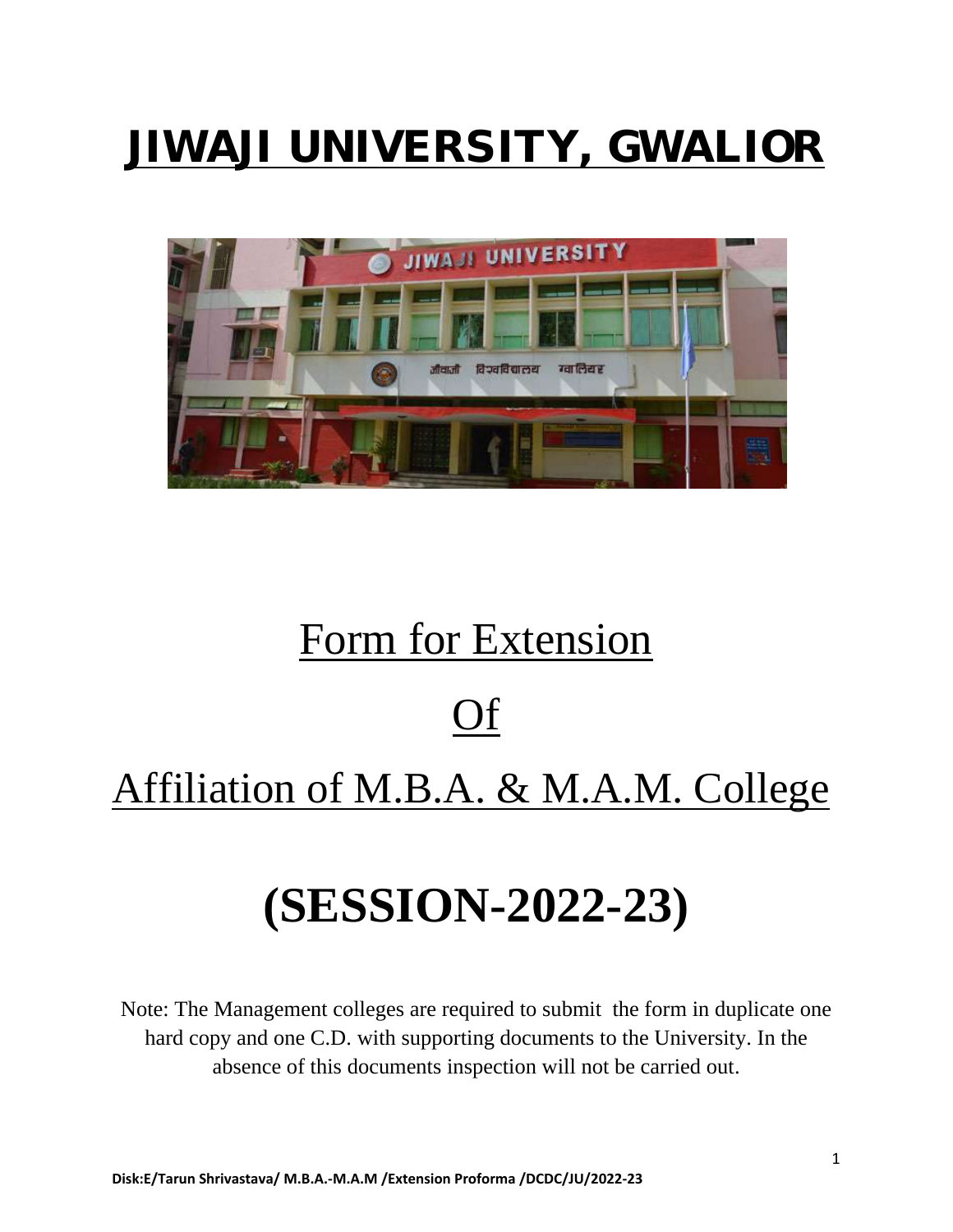# JIWAJI UNIVERSITY, GWALIOR

## Form for Extension

## Of

## Affiliation of M.B.A. & M.A.M. College

# (SESSION-2022-23)

Note: The Management colleges are required to submit the form in duplicate one hard copy and one C.D. with supporting documents to the University. In the absence of this documents inspection will not be carried out.

**Disk:E/Tarun Shrivastava/ M.B.A.-M.A.M /Extension Proforma /DCDC/JU/2022-23**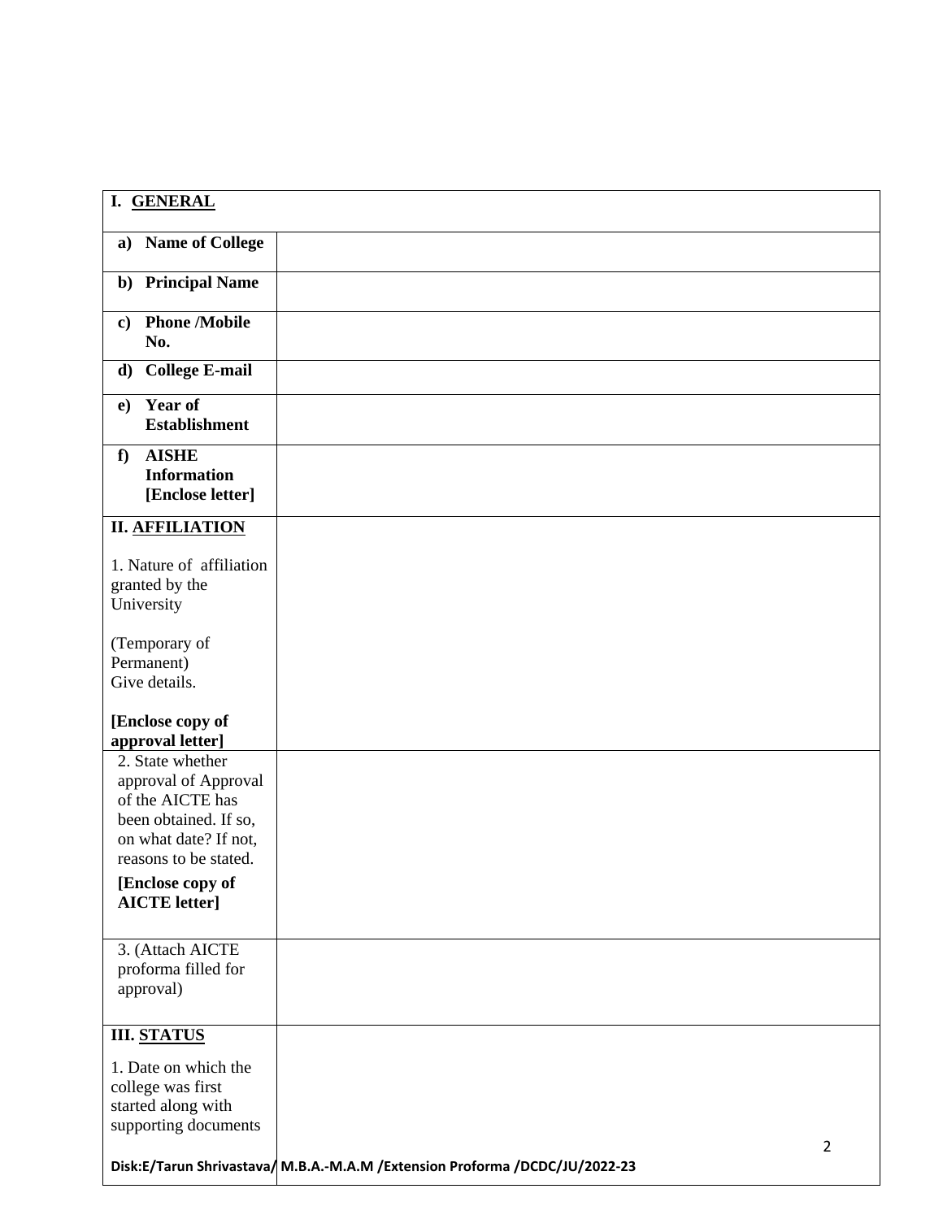| | |
|---|---|
| **I. GENERAL** | |
| **a) Name of College** | |
| **b) Principal Name** | |
| **c) Phone /Mobile No.** | |
| **d) College E-mail** | |
| **e) Year of Establishment** | |
| **f) AISHE Information [Enclose letter]** | |
| **II. AFFILIATION**<br><br>1. Nature of affiliation granted by the University<br><br>(Temporary of Permanent)<br>Give details.<br><br>**[Enclose copy of approval letter]** | |
| 2. State whether approval of Approval of the AICTE has been obtained. If so, on what date? If not, reasons to be stated.<br>**[Enclose copy of AICTE letter]** | |
| 3. (Attach AICTE proforma filled for approval) | |
| **III. STATUS**<br><br>1. Date on which the college was first started along with supporting documents | |

Disk:E/Tarun Shrivastava/ M.B.A.-M.A.M /Extension Proforma /DCDC/JU/2022-23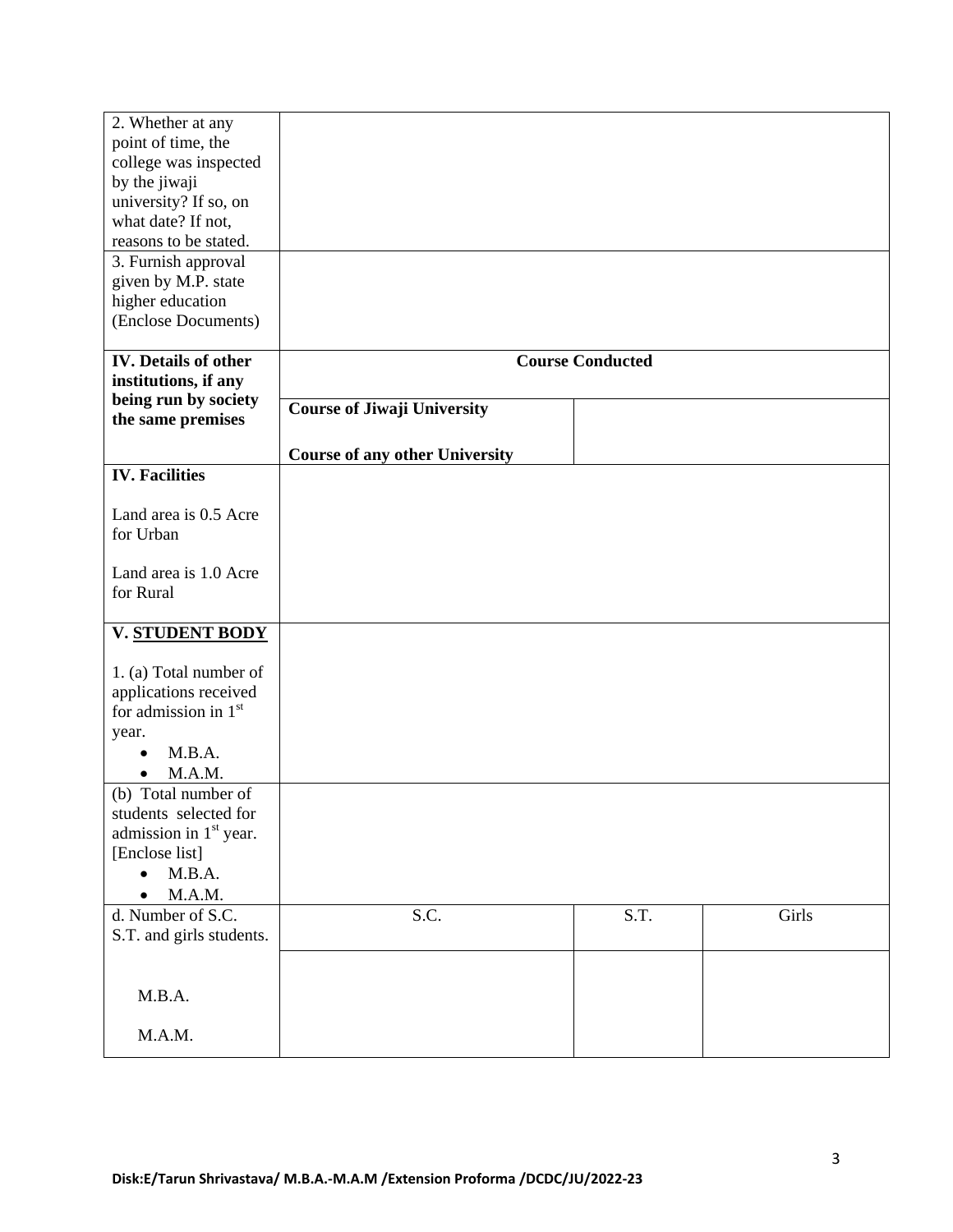| | | | |
|---|---|---|---|
| 2. Whether at any point of time, the college was inspected by the jiwaji university? If so, on what date? If not, reasons to be stated. | | | |
| 3. Furnish approval given by M.P. state higher education (Enclose Documents) | | | |
| **IV. Details of other institutions, if any being run by society the same premises** | **Course Conducted** | | |
| | **Course of Jiwaji University**<br><br>**Course of any other University** | | |
| **IV. Facilities**<br><br>Land area is 0.5 Acre for Urban<br><br>Land area is 1.0 Acre for Rural | | | |
| **V. STUDENT BODY**<br><br>1. (a) Total number of applications received for admission in 1st year.<br>• M.B.A.<br>• M.A.M. | | | |
| (b) Total number of students selected for admission in 1st year. [Enclose list]<br>• M.B.A.<br>• M.A.M. | | | |
| d. Number of S.C. S.T. and girls students. | S.C. | S.T. | Girls |
| M.B.A.<br><br>M.A.M. | | | |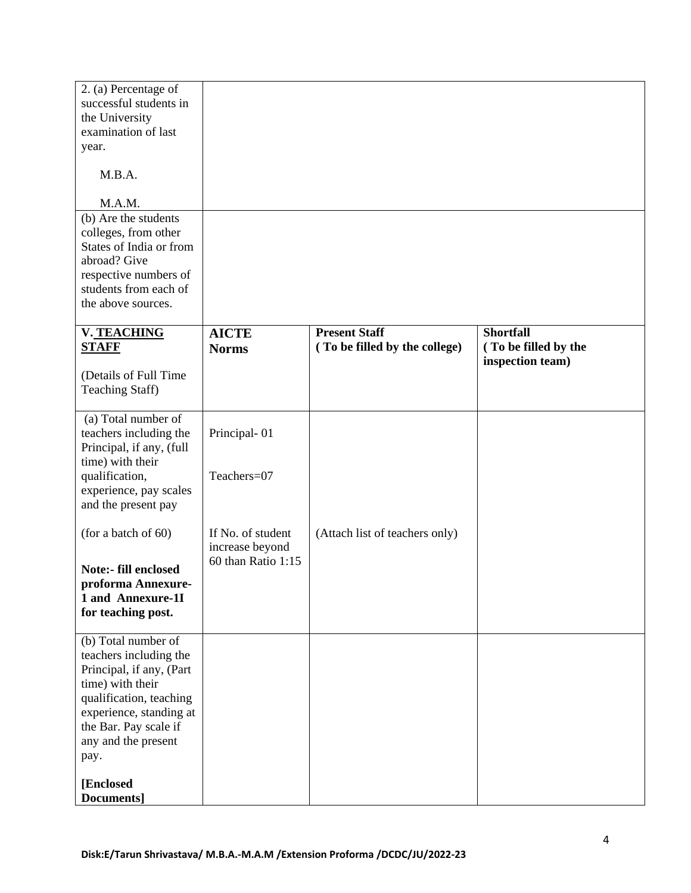| | | | |
|---|---|---|---|
| 2. (a) Percentage of successful students in the University examination of last year.<br><br>M.B.A.<br><br>M.A.M. | | | |
| (b) Are the students colleges, from other States of India or from abroad? Give respective numbers of students from each of the above sources. | | | |
| **V. TEACHING STAFF**<br><br>(Details of Full Time Teaching Staff) | **AICTE Norms** | **Present Staff ( To be filled by the college)** | **Shortfall ( To be filled by the inspection team)** |
| (a) Total number of teachers including the Principal, if any, (full time) with their qualification, experience, pay scales and the present pay<br><br>(for a batch of 60)<br><br>**Note:- fill enclosed proforma Annexure-1 and Annexure-1I for teaching post.** | Principal- 01<br><br>Teachers=07<br><br>If No. of student increase beyond 60 than Ratio 1:15 | (Attach list of teachers only) | |
| (b) Total number of teachers including the Principal, if any, (Part time) with their qualification, teaching experience, standing at the Bar. Pay scale if any and the present pay.<br><br>**[Enclosed Documents]** | | | |

**Disk:E/Tarun Shrivastava/ M.B.A.-M.A.M /Extension Proforma /DCDC/JU/2022-23**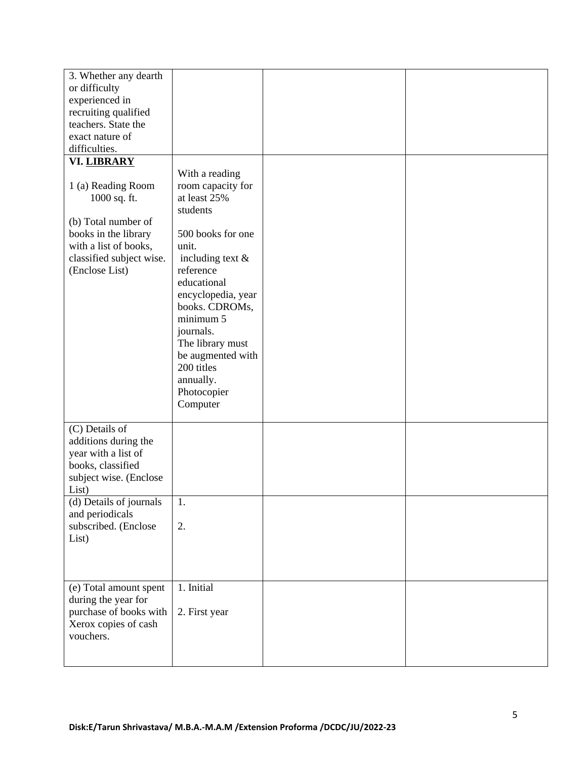| | | | |
|---|---|---|---|
| 3. Whether any dearth or difficulty experienced in recruiting qualified teachers. State the exact nature of difficulties. | | | |
| **VI. <u>LIBRARY</u>**<br><br>1 (a) Reading Room 1000 sq. ft.<br><br>(b) Total number of books in the library with a list of books, classified subject wise. (Enclose List) | With a reading room capacity for at least 25% students<br><br>500 books for one unit. including text & reference educational encyclopedia, year books. CDROMs, minimum 5 journals. The library must be augmented with 200 titles annually. Photocopier Computer | | |
| (C) Details of additions during the year with a list of books, classified subject wise. (Enclose List) | | | |
| (d) Details of journals and periodicals subscribed. (Enclose List) | 1.<br><br>2. | | |
| (e) Total amount spent during the year for purchase of books with Xerox copies of cash vouchers. | 1. Initial<br><br>2. First year | | |

**Disk:E/Tarun Shrivastava/ M.B.A.-M.A.M /Extension Proforma /DCDC/JU/2022-23**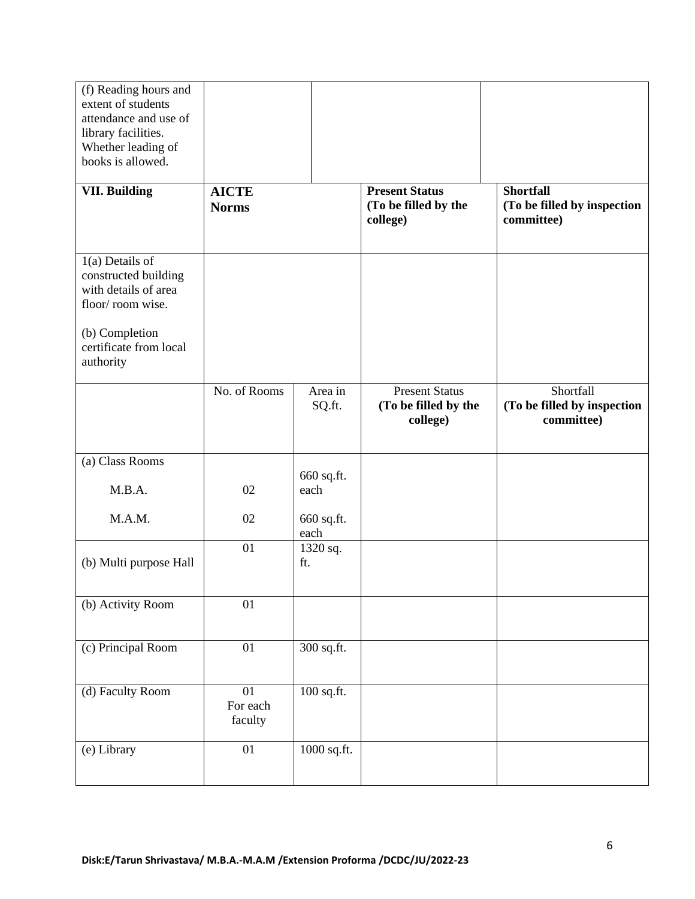| | | | | |
|---|---|---|---|---|
| (f) Reading hours and extent of students attendance and use of library facilities. Whether leading of books is allowed. | | | | |
| **VII. Building** | **AICTE Norms** | | **Present Status (To be filled by the college)** | **Shortfall (To be filled by inspection committee)** |
| 1(a) Details of constructed building with details of area floor/ room wise.<br><br>(b) Completion certificate from local authority | | | | |
| | No. of Rooms | Area in SQ.ft. | Present Status **(To be filled by the college)** | Shortfall **(To be filled by inspection committee)** |
| (a) Class Rooms<br>M.B.A.<br>M.A.M. | <br>02<br>02 | <br>660 sq.ft. each<br>660 sq.ft. each | | |
| (b) Multi purpose Hall | 01 | 1320 sq. ft. | | |
| (b) Activity Room | 01 | | | |
| (c) Principal Room | 01 | 300 sq.ft. | | |
| (d) Faculty Room | 01 For each faculty | 100 sq.ft. | | |
| (e) Library | 01 | 1000 sq.ft. | | |

Disk:E/Tarun Shrivastava/ M.B.A.-M.A.M /Extension Proforma /DCDC/JU/2022-23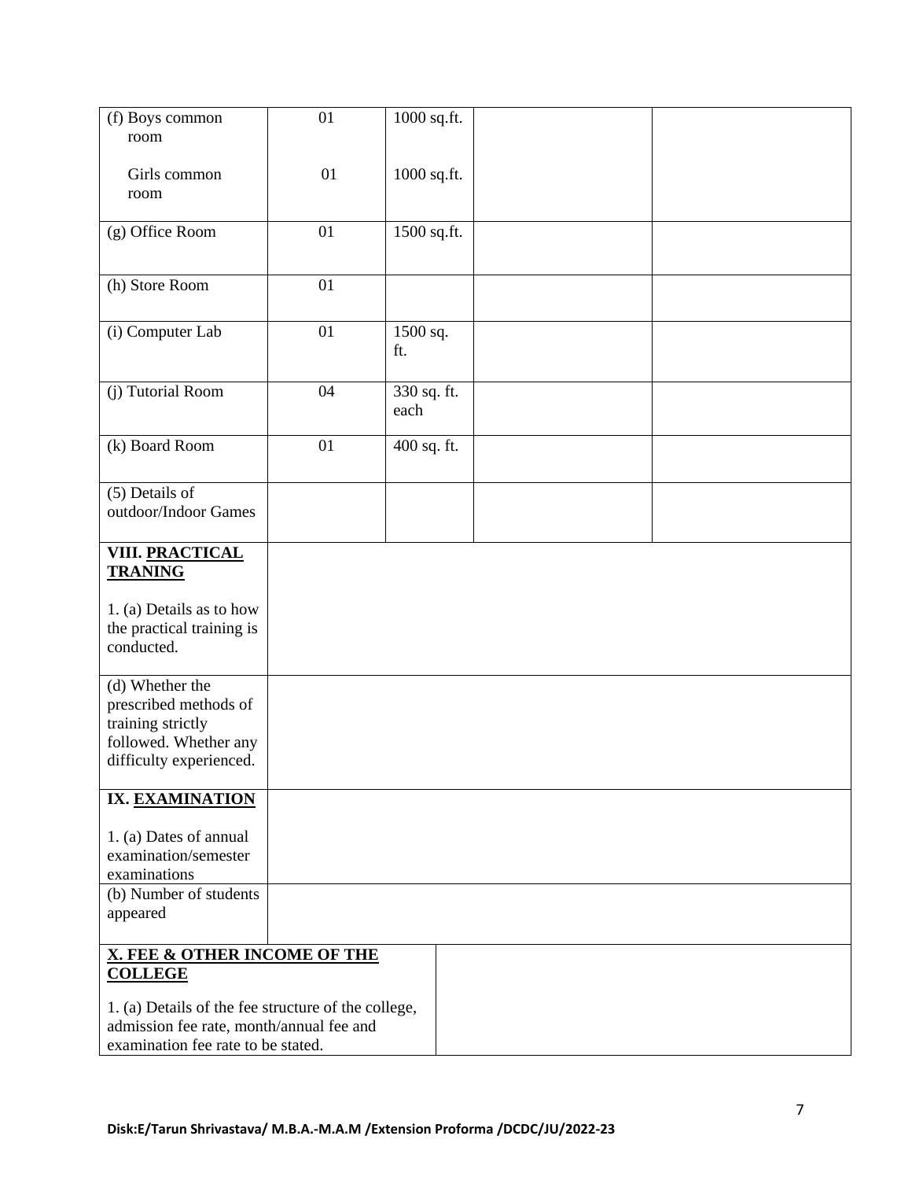| | | | | |
|---|---|---|---|---|
| (f) Boys common room<br><br>Girls common room | 01<br><br>01 | 1000 sq.ft.<br><br>1000 sq.ft. | | |
| (g) Office Room | 01 | 1500 sq.ft. | | |
| (h) Store Room | 01 | | | |
| (i) Computer Lab | 01 | 1500 sq. ft. | | |
| (j) Tutorial Room | 04 | 330 sq. ft. each | | |
| (k) Board Room | 01 | 400 sq. ft. | | |
| (5) Details of outdoor/Indoor Games | | | | |
| **VIII. PRACTICAL TRANING**<br><br>1. (a) Details as to how the practical training is conducted. | | | | |
| (d) Whether the prescribed methods of training strictly followed. Whether any difficulty experienced. | | | | |
| **IX. EXAMINATION**<br><br>1. (a) Dates of annual examination/semester examinations | | | | |
| (b) Number of students appeared | | | | |

| | |
|---|---|
| **X. FEE & OTHER INCOME OF THE COLLEGE**<br><br>1. (a) Details of the fee structure of the college, admission fee rate, month/annual fee and examination fee rate to be stated. | |

**Disk:E/Tarun Shrivastava/ M.B.A.-M.A.M /Extension Proforma /DCDC/JU/2022-23**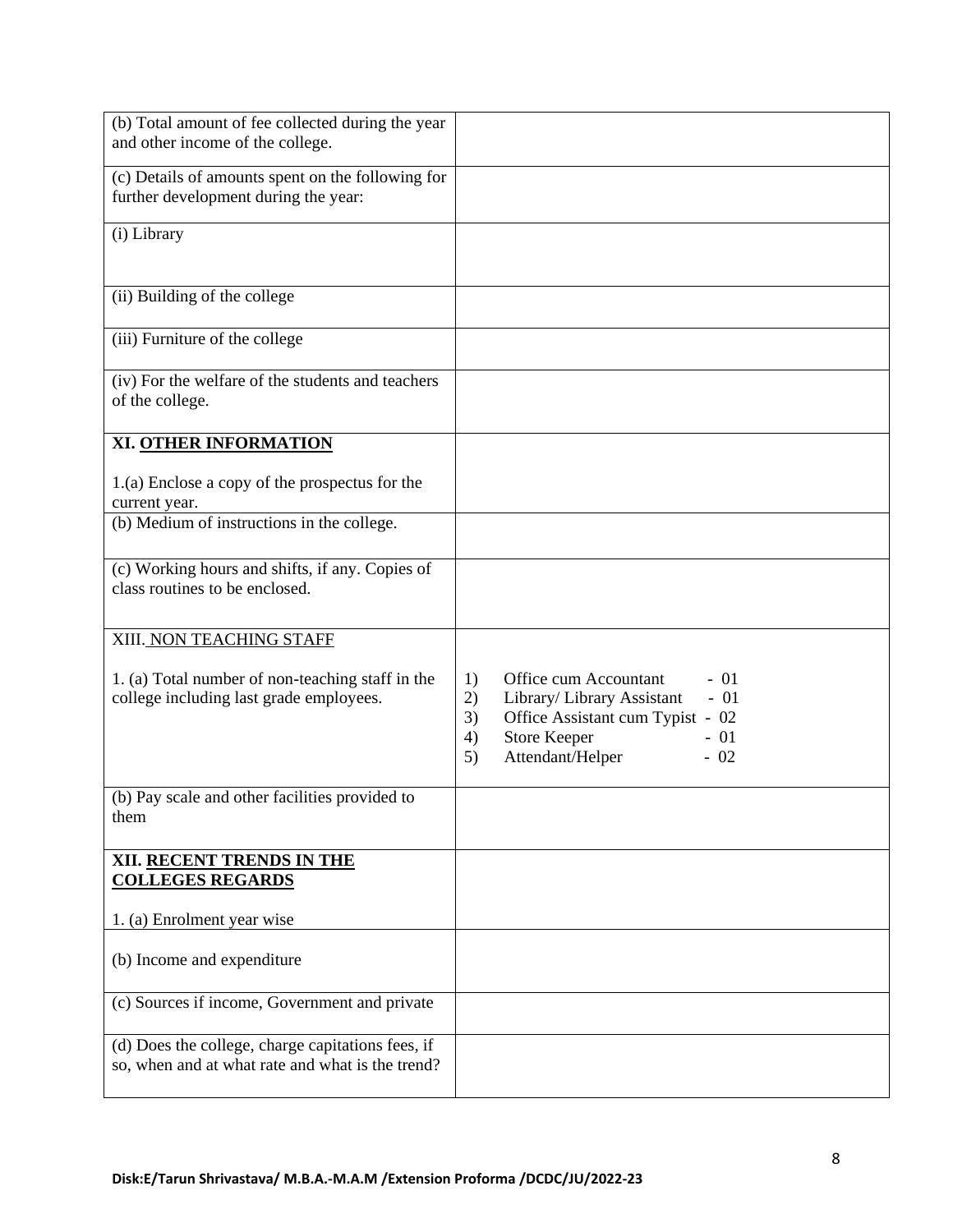| | |
|---|---|
| (b) Total amount of fee collected during the year and other income of the college. | |
| (c) Details of amounts spent on the following for further development during the year: | |
| (i) Library | |
| (ii) Building of the college | |
| (iii) Furniture of the college | |
| (iv) For the welfare of the students and teachers of the college. | |
| **XI. <u>OTHER INFORMATION</u>**<br><br>1.(a) Enclose a copy of the prospectus for the current year. | |
| (b) Medium of instructions in the college. | |
| (c) Working hours and shifts, if any. Copies of class routines to be enclosed. | |
| XIII. <u>NON TEACHING STAFF</u><br><br>1. (a) Total number of non-teaching staff in the college including last grade employees. | 1) Office cum Accountant - 01<br>2) Library/ Library Assistant - 01<br>3) Office Assistant cum Typist - 02<br>4) Store Keeper - 01<br>5) Attendant/Helper - 02 |
| (b) Pay scale and other facilities provided to them | |
| **XII. <u>RECENT TRENDS IN THE COLLEGES REGARDS</u>**<br><br>1. (a) Enrolment year wise | |
| (b) Income and expenditure | |
| (c) Sources if income, Government and private | |
| (d) Does the college, charge capitations fees, if so, when and at what rate and what is the trend? | |

Disk:E/Tarun Shrivastava/ M.B.A.-M.A.M /Extension Proforma /DCDC/JU/2022-23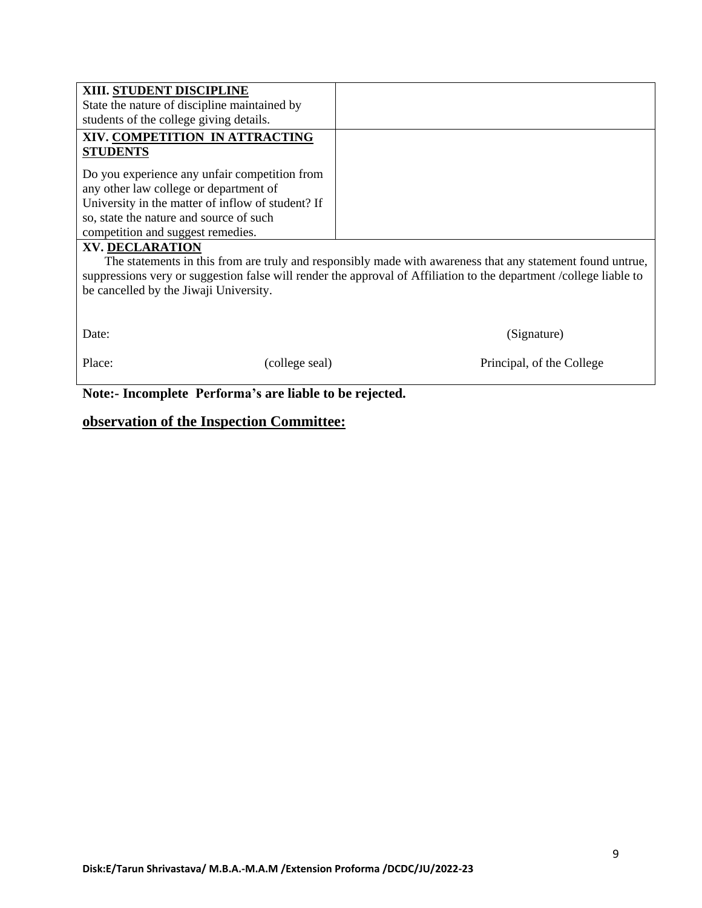| | |
|---|---|
| **XIII. <u>STUDENT DISCIPLINE</u>**<br>State the nature of discipline maintained by students of the college giving details. | |
| **XIV. <u>COMPETITION IN ATTRACTING STUDENTS</u>**<br><br>Do you experience any unfair competition from any other law college or department of University in the matter of inflow of student? If so, state the nature and source of such competition and suggest remedies. | |

**XV. <u>DECLARATION</u>**

The statements in this from are truly and responsibly made with awareness that any statement found untrue, suppressions very or suggestion false will render the approval of Affiliation to the department /college liable to be cancelled by the Jiwaji University.

Date: (Signature)

Place: (college seal) Principal, of the College

**Note:- Incomplete Performa's are liable to be rejected.**

**<u>observation of the Inspection Committee:</u>**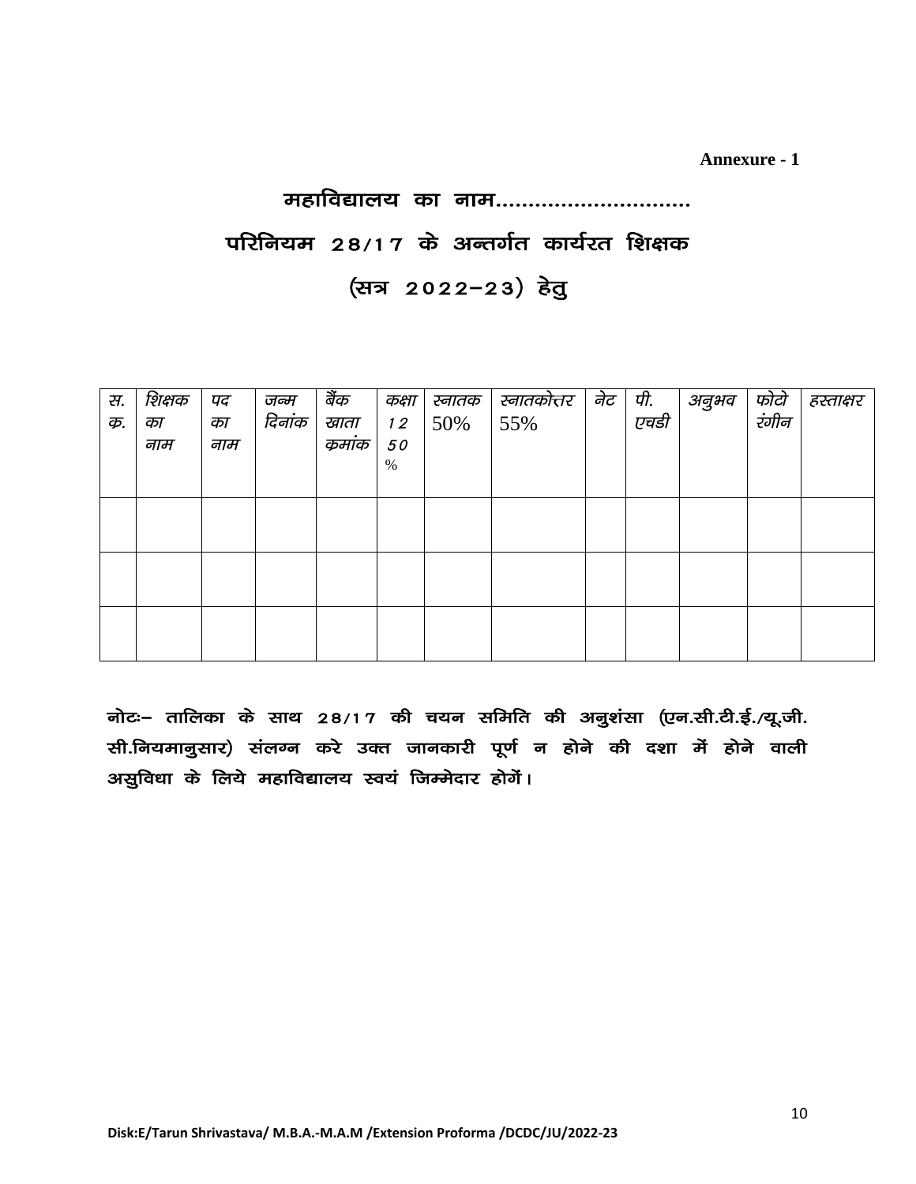**Annexure - 1**

## महाविद्यालय का नाम..............................

## परिनियम 28/17 के अन्तर्गत कार्यरत शिक्षक

## (सत्र 2022–23) हेतु

| स. क्र. | शिक्षक का नाम | पद का नाम | जन्म दिनांक | बैंक खाता क्रमांक | कक्षा 12 50 % | स्नातक 50% | स्नातकोत्तर 55% | नेट | पी. एचडी | अनुभव | फोटो रंगीन | हस्ताक्षर |
|---|---|---|---|---|---|---|---|---|---|---|---|---|
| | | | | | | | | | | | | |
| | | | | | | | | | | | | |
| | | | | | | | | | | | | |

**नोटः– तालिका के साथ 28/17 की चयन समिति की अनुशंसा (एन.सी.टी.ई./यू.जी.सी.नियमानुसार) संलग्न करे उक्त जानकारी पूर्ण न होने की दशा में होने वाली असुविधा के लिये महाविद्यालय स्वयं जिम्मेदार होगें।**

**Disk:E/Tarun Shrivastava/ M.B.A.-M.A.M /Extension Proforma /DCDC/JU/2022-23**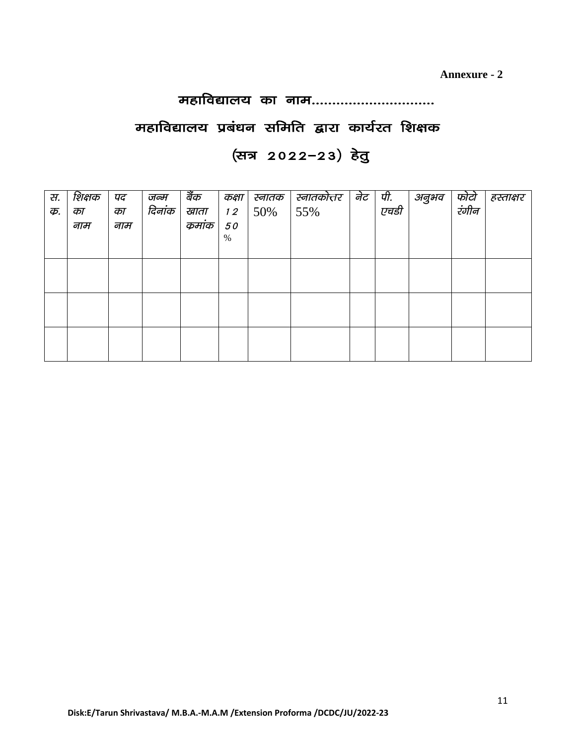**Annexure - 2**

## महाविद्यालय का नाम..............................

## महाविद्यालय प्रबंधन समिति द्वारा कार्यरत शिक्षक

## (सत्र 2022–23) हेतु

| स. क्र. | शिक्षक का नाम | पद का नाम | जन्म दिनांक | बैंक खाता कमांक | कक्षा 12 50 % | स्नातक 50% | स्नातकोत्तर 55% | नेट | पी. एचडी | अनुभव | फोटो रंगीन | हस्ताक्षर |
|---|---|---|---|---|---|---|---|---|---|---|---|---|
| | | | | | | | | | | | | |
| | | | | | | | | | | | | |
| | | | | | | | | | | | | |

Disk:E/Tarun Shrivastava/ M.B.A.-M.A.M /Extension Proforma /DCDC/JU/2022-23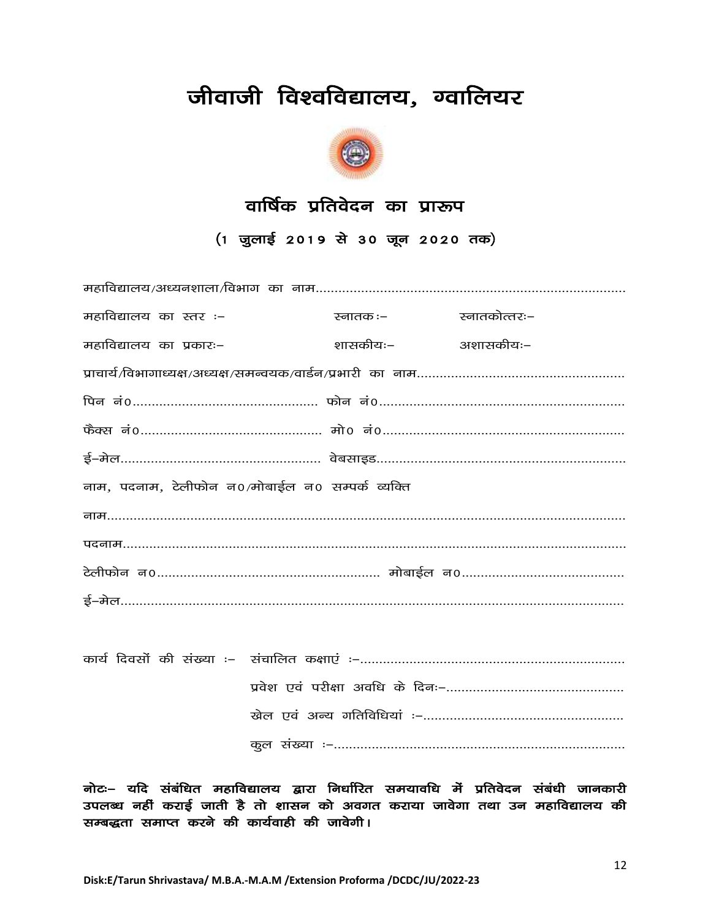# जीवाजी विश्वविद्यालय, ग्वालियर

## वार्षिक प्रतिवेदन का प्रारूप

### (1 जुलाई 2019 से 30 जून 2020 तक)

महाविद्यालय/अध्यनशाला/विभाग का नाम..................................................................................

महाविद्यालय का स्तर :– स्नातक:– स्नातकोत्तरः–

महाविद्यालय का प्रकारः– शासकीयः– अशासकीयः–

प्राचार्य/विभागाध्यक्ष/अध्यक्ष/समन्वयक/वार्डन/प्रभारी का नाम......................................................

पिन नं0................................................ फोन नं0................................................................

फैक्स नं0............................................... मो0 नं0...............................................................

ई–मेल.................................................... वेबसाइड.................................................................

नाम, पदनाम, टेलीफोन न0/मोबाईल न0 सम्पर्क व्यक्ति

नाम.........................................................................................................................

पदनाम.....................................................................................................................

टेलीफोन न0........................................................ मोबाईल न0..........................................

ई–मेल.......................................................................................................................

कार्य दिवसों की संख्या :– संचालित कक्षाएं :–.....................................................................

प्रवेश एवं परीक्षा अवधि के दिनः–..............................................

खेल एवं अन्य गतिविधियां :–....................................................

कुल संख्या :–.............................................................................

**नोटः– यदि संबंधित महाविद्यालय द्वारा निर्धारित समयावधि में प्रतिवेदन संबंधी जानकारी उपलब्ध नहीं कराई जाती है तो शासन को अवगत कराया जावेगा तथा उन महाविद्यालय की सम्बद्धता समाप्त करने की कार्यवाही की जावेगी।**

Disk:E/Tarun Shrivastava/ M.B.A.-M.A.M /Extension Proforma /DCDC/JU/2022-23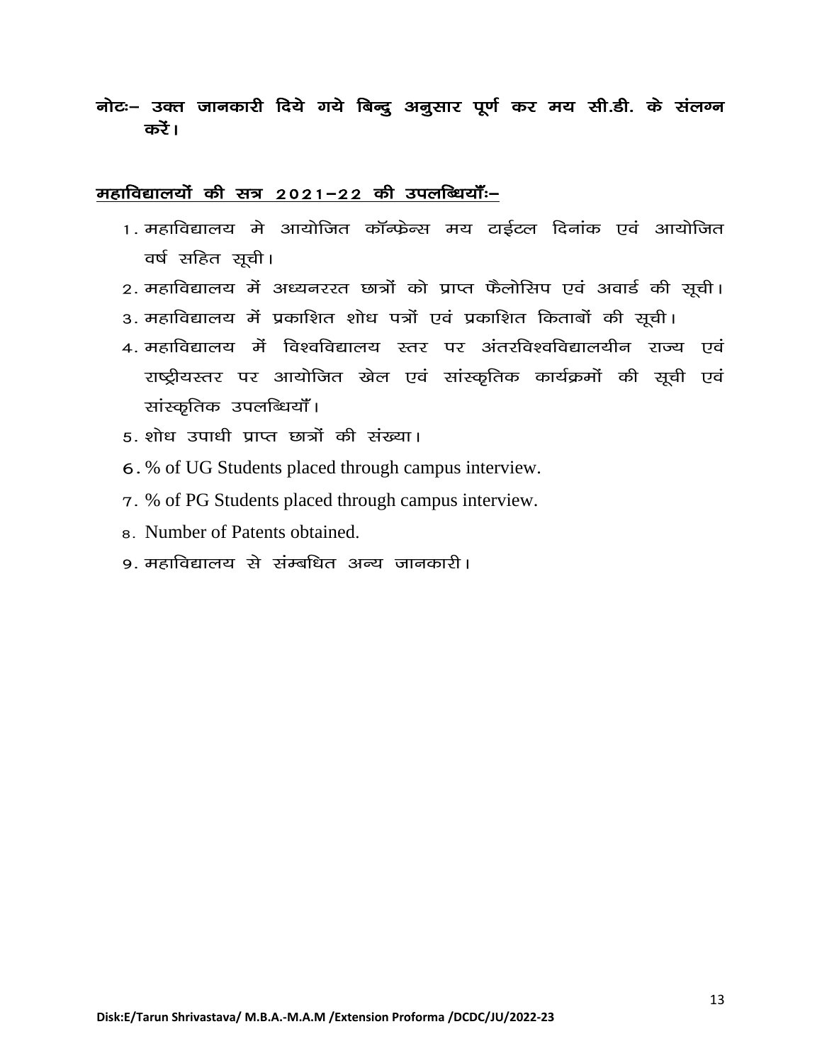**नोटः– उक्त जानकारी दिये गये बिन्दु अनुसार पूर्ण कर मय सी.डी. के संलग्न करें।**

**<u>महाविद्यालयों की सत्र 2021–22 की उपलब्धियाँः–</u>**

1. महाविद्यालय मे आयोजित कॉन्फ्रेन्स मय टाईटल दिनांक एवं आयोजित वर्ष सहित सूची।
2. महाविद्यालय में अध्यनररत छात्रों को प्राप्त फैलोसिप एवं अवार्ड की सूची।
3. महाविद्यालय में प्रकाशित शोध पत्रों एवं प्रकाशित किताबों की सूची।
4. महाविद्यालय में विश्वविद्यालय स्तर पर अंतरविश्वविद्यालयीन राज्य एवं राष्ट्रीयस्तर पर आयोजित खेल एवं सांस्कृतिक कार्यक्रमों की सूची एवं सांस्कृतिक उपलब्धियॉं।
5. शोध उपाधी प्राप्त छात्रों की संख्या।
6. % of UG Students placed through campus interview.
7. % of PG Students placed through campus interview.
8. Number of Patents obtained.
9. महाविद्यालय से संम्बधित अन्य जानकारी।